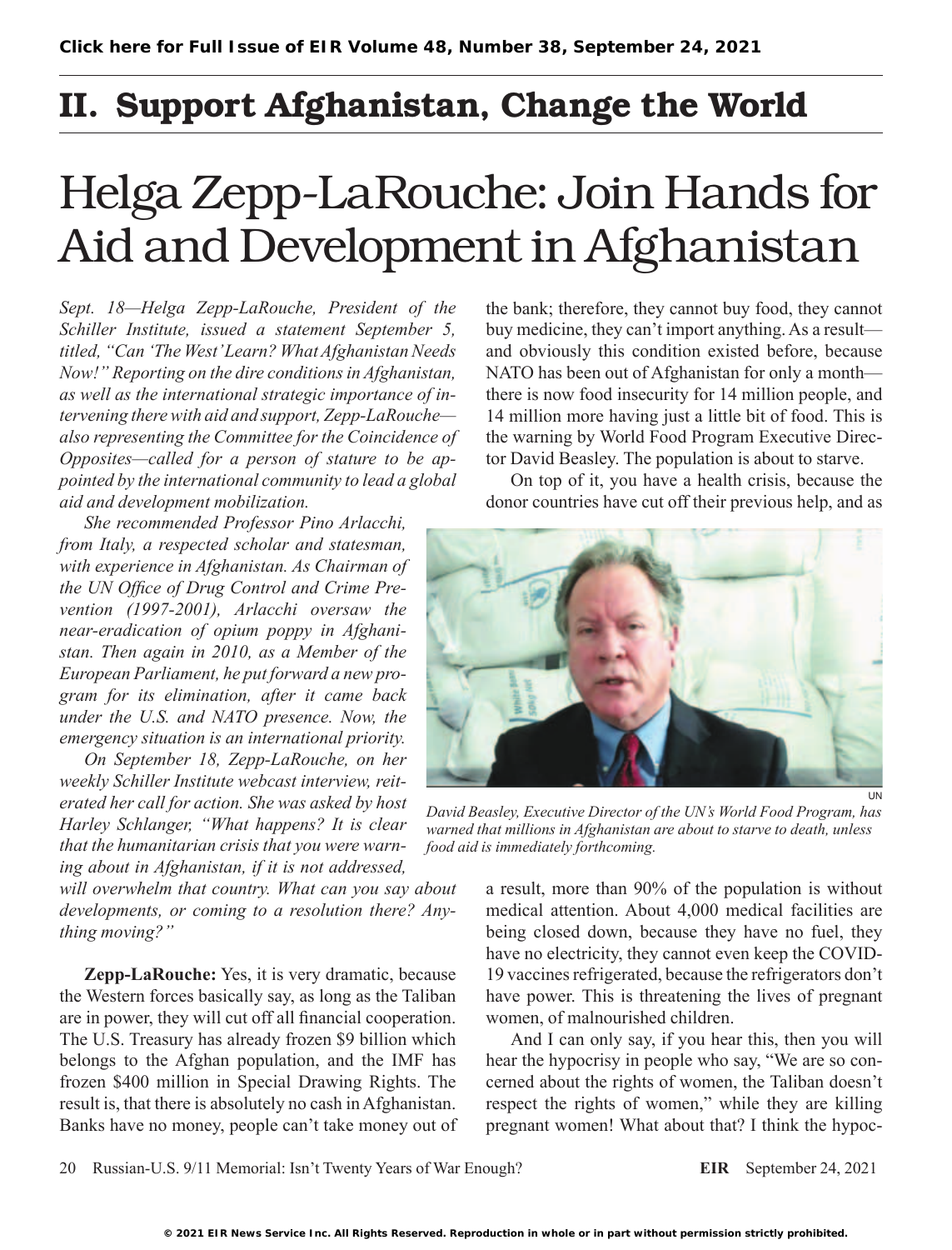# II. Support Afghanistan, Change the World

# Helga Zepp-LaRouche: Join Hands for Aid and Development in Afghanistan

*Sept. 18—Helga Zepp-LaRouche, President of the Schiller Institute, issued a statement September 5, titled, "Can 'The West' Learn? What Afghanistan Needs Now!" Reporting on the dire conditions in Afghanistan, as well as the international strategic importance of intervening there with aid and support, Zepp-LaRouche—also representing the Committee for the Coincidence of Opposites—called for a person of stature to be appointed by the international community to lead a global aid and development mobilization.*

*She recommended Professor Pino Arlacchi, from Italy, a respected scholar and statesman, with experience in Afghanistan. As Chairman of the UN Office of Drug Control and Crime Prevention (1997-2001), Arlacchi oversaw the near-eradication of opium poppy in Afghanistan. Then again in 2010, as a Member of the European Parliament, he put forward a new program for its elimination, after it came back under the U.S. and NATO presence. Now, the emergency situation is an international priority.*

*On September 18, Zepp-LaRouche, on her weekly Schiller Institute webcast interview, reiterated her call for action. She was asked by host Harley Schlanger, "What happens? It is clear that the humanitarian crisis that you were warning about in Afghanistan, if it is not addressed, will overwhelm that country. What can you say about developments, or coming to a resolution there? Anything moving?"*

**Zepp-LaRouche:** Yes, it is very dramatic, because the Western forces basically say, as long as the Taliban are in power, they will cut off all financial cooperation. The U.S. Treasury has already frozen $9 billion which belongs to the Afghan population, and the IMF has frozen $400 million in Special Drawing Rights. The result is, that there is absolutely no cash in Afghanistan. Banks have no money, people can't take money out of the bank; therefore, they cannot buy food, they cannot buy medicine, they can't import anything. As a result—and obviously this condition existed before, because NATO has been out of Afghanistan for only a month—there is now food insecurity for 14 million people, and 14 million more having just a little bit of food. This is the warning by World Food Program Executive Director David Beasley. The population is about to starve.

On top of it, you have a health crisis, because the donor countries have cut off their previous help, and as a result, more than 90% of the population is without medical attention. About 4,000 medical facilities are being closed down, because they have no fuel, they have no electricity, they cannot even keep the COVID-19 vaccines refrigerated, because the refrigerators don't have power. This is threatening the lives of pregnant women, of malnourished children.

UN

*David Beasley, Executive Director of the UN's World Food Program, has warned that millions in Afghanistan are about to starve to death, unless food aid is immediately forthcoming.*

And I can only say, if you hear this, then you will hear the hypocrisy in people who say, "We are so concerned about the rights of women, the Taliban doesn't respect the rights of women," while they are killing pregnant women! What about that? I think the hypoc-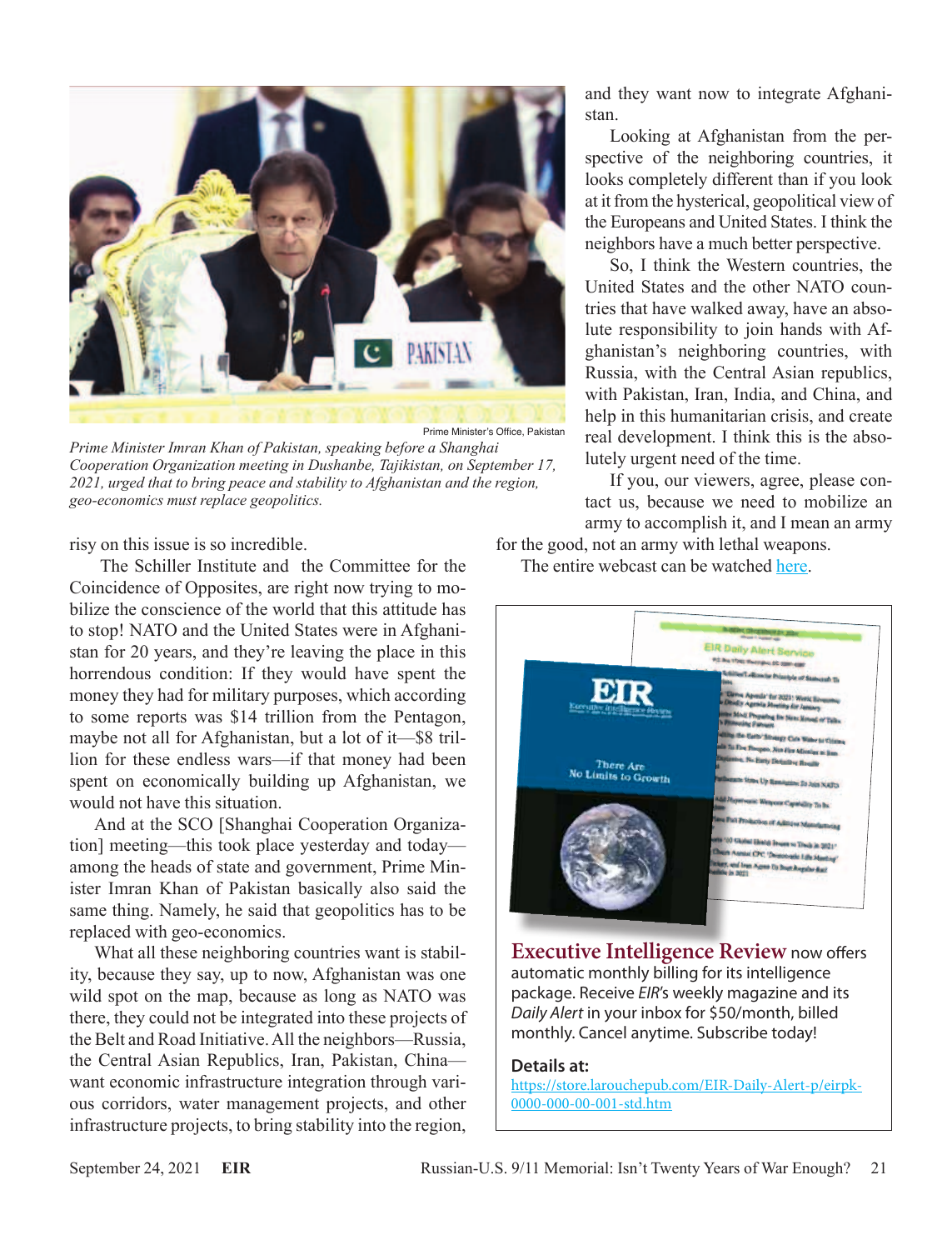Prime Minister's Office, Pakistan

*Prime Minister Imran Khan of Pakistan, speaking before a Shanghai Cooperation Organization meeting in Dushanbe, Tajikistan, on September 17, 2021, urged that to bring peace and stability to Afghanistan and the region, geo-economics must replace geopolitics.*

risy on this issue is so incredible.

The Schiller Institute and the Committee for the Coincidence of Opposites, are right now trying to mobilize the conscience of the world that this attitude has to stop! NATO and the United States were in Afghanistan for 20 years, and they're leaving the place in this horrendous condition: If they would have spent the money they had for military purposes, which according to some reports was $14 trillion from the Pentagon, maybe not all for Afghanistan, but a lot of it—$8 trillion for these endless wars—if that money had been spent on economically building up Afghanistan, we would not have this situation.

And at the SCO [Shanghai Cooperation Organization] meeting—this took place yesterday and today—among the heads of state and government, Prime Minister Imran Khan of Pakistan basically also said the same thing. Namely, he said that geopolitics has to be replaced with geo-economics.

What all these neighboring countries want is stability, because they say, up to now, Afghanistan was one wild spot on the map, because as long as NATO was there, they could not be integrated into these projects of the Belt and Road Initiative. All the neighbors—Russia, the Central Asian Republics, Iran, Pakistan, China—want economic infrastructure integration through various corridors, water management projects, and other infrastructure projects, to bring stability into the region, and they want now to integrate Afghanistan.

Looking at Afghanistan from the perspective of the neighboring countries, it looks completely different than if you look at it from the hysterical, geopolitical view of the Europeans and United States. I think the neighbors have a much better perspective.

So, I think the Western countries, the United States and the other NATO countries that have walked away, have an absolute responsibility to join hands with Afghanistan's neighboring countries, with Russia, with the Central Asian republics, with Pakistan, Iran, India, and China, and help in this humanitarian crisis, and create real development. I think this is the absolutely urgent need of the time.

If you, our viewers, agree, please contact us, because we need to mobilize an army to accomplish it, and I mean an army for the good, not an army with lethal weapons.

The entire webcast can be watched [here](#).

---

**Executive Intelligence Review** now offers automatic monthly billing for its intelligence package. Receive *EIR*'s weekly magazine and its *Daily Alert* in your inbox for $50/month, billed monthly. Cancel anytime. Subscribe today!

**Details at:**

[https://store.larouchepub.com/EIR-Daily-Alert-p/eirpk-0000-000-00-001-std.htm](https://store.larouchepub.com/EIR-Daily-Alert-p/eirpk-0000-000-00-001-std.htm)